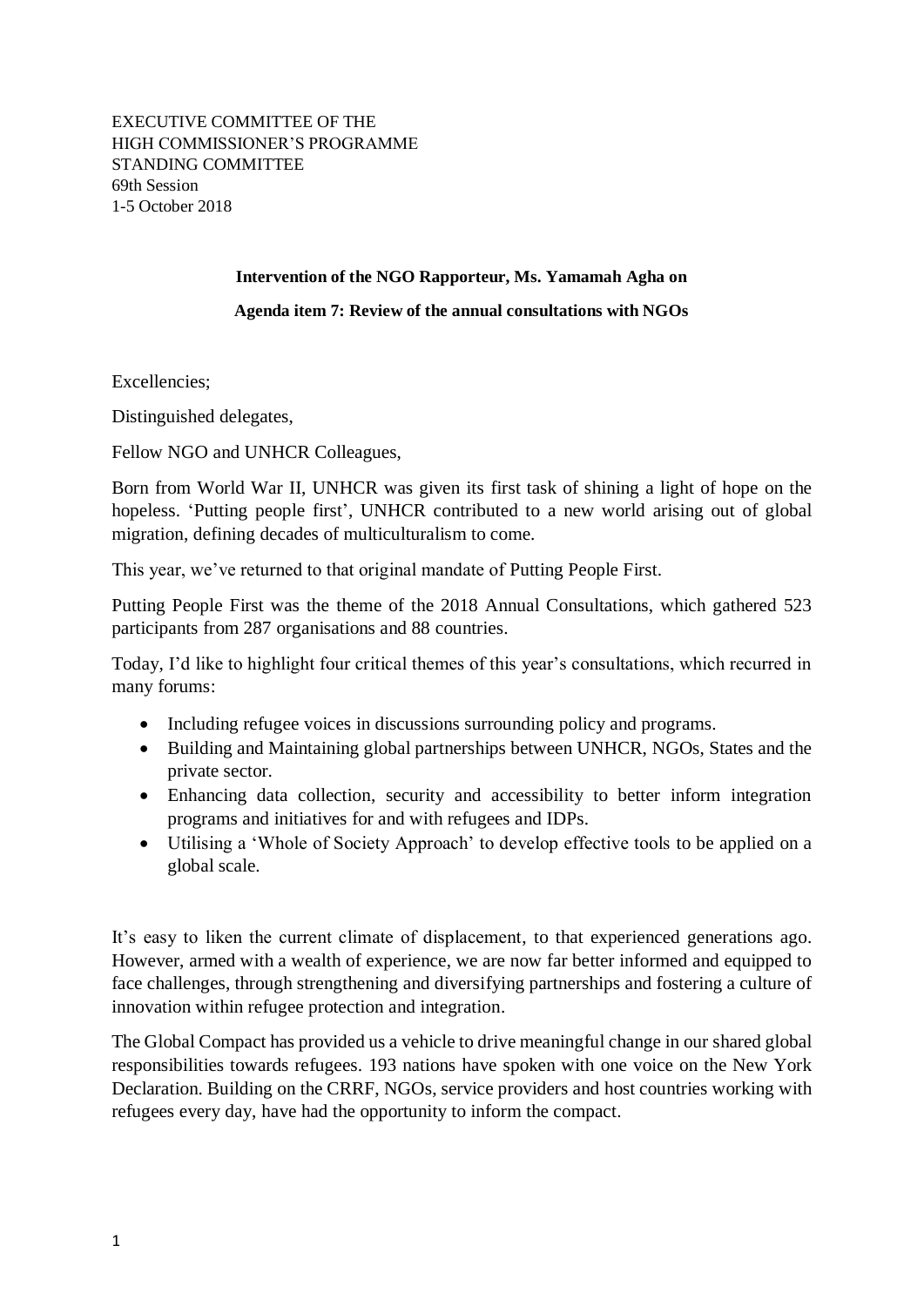EXECUTIVE COMMITTEE OF THE
HIGH COMMISSIONER'S PROGRAMME
STANDING COMMITTEE
69th Session
1-5 October 2018

**Intervention of the NGO Rapporteur, Ms. Yamamah Agha on**

**Agenda item 7: Review of the annual consultations with NGOs**

Excellencies;

Distinguished delegates,

Fellow NGO and UNHCR Colleagues,

Born from World War II, UNHCR was given its first task of shining a light of hope on the hopeless. 'Putting people first', UNHCR contributed to a new world arising out of global migration, defining decades of multiculturalism to come.

This year, we've returned to that original mandate of Putting People First.

Putting People First was the theme of the 2018 Annual Consultations, which gathered 523 participants from 287 organisations and 88 countries.

Today, I'd like to highlight four critical themes of this year's consultations, which recurred in many forums:

- Including refugee voices in discussions surrounding policy and programs.
- Building and Maintaining global partnerships between UNHCR, NGOs, States and the private sector.
- Enhancing data collection, security and accessibility to better inform integration programs and initiatives for and with refugees and IDPs.
- Utilising a 'Whole of Society Approach' to develop effective tools to be applied on a global scale.

It's easy to liken the current climate of displacement, to that experienced generations ago. However, armed with a wealth of experience, we are now far better informed and equipped to face challenges, through strengthening and diversifying partnerships and fostering a culture of innovation within refugee protection and integration.

The Global Compact has provided us a vehicle to drive meaningful change in our shared global responsibilities towards refugees. 193 nations have spoken with one voice on the New York Declaration. Building on the CRRF, NGOs, service providers and host countries working with refugees every day, have had the opportunity to inform the compact.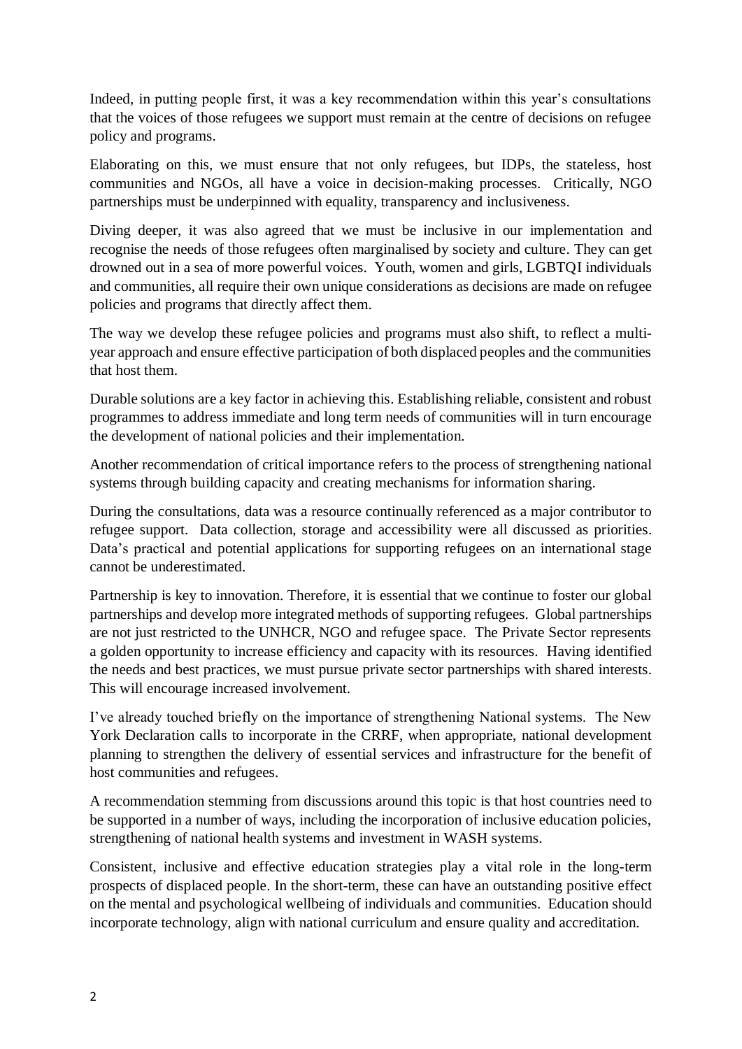Indeed, in putting people first, it was a key recommendation within this year's consultations that the voices of those refugees we support must remain at the centre of decisions on refugee policy and programs.

Elaborating on this, we must ensure that not only refugees, but IDPs, the stateless, host communities and NGOs, all have a voice in decision-making processes. Critically, NGO partnerships must be underpinned with equality, transparency and inclusiveness.

Diving deeper, it was also agreed that we must be inclusive in our implementation and recognise the needs of those refugees often marginalised by society and culture. They can get drowned out in a sea of more powerful voices. Youth, women and girls, LGBTQI individuals and communities, all require their own unique considerations as decisions are made on refugee policies and programs that directly affect them.

The way we develop these refugee policies and programs must also shift, to reflect a multi-year approach and ensure effective participation of both displaced peoples and the communities that host them.

Durable solutions are a key factor in achieving this. Establishing reliable, consistent and robust programmes to address immediate and long term needs of communities will in turn encourage the development of national policies and their implementation.

Another recommendation of critical importance refers to the process of strengthening national systems through building capacity and creating mechanisms for information sharing.

During the consultations, data was a resource continually referenced as a major contributor to refugee support. Data collection, storage and accessibility were all discussed as priorities. Data's practical and potential applications for supporting refugees on an international stage cannot be underestimated.

Partnership is key to innovation. Therefore, it is essential that we continue to foster our global partnerships and develop more integrated methods of supporting refugees. Global partnerships are not just restricted to the UNHCR, NGO and refugee space. The Private Sector represents a golden opportunity to increase efficiency and capacity with its resources. Having identified the needs and best practices, we must pursue private sector partnerships with shared interests. This will encourage increased involvement.

I've already touched briefly on the importance of strengthening National systems. The New York Declaration calls to incorporate in the CRRF, when appropriate, national development planning to strengthen the delivery of essential services and infrastructure for the benefit of host communities and refugees.

A recommendation stemming from discussions around this topic is that host countries need to be supported in a number of ways, including the incorporation of inclusive education policies, strengthening of national health systems and investment in WASH systems.

Consistent, inclusive and effective education strategies play a vital role in the long-term prospects of displaced people. In the short-term, these can have an outstanding positive effect on the mental and psychological wellbeing of individuals and communities. Education should incorporate technology, align with national curriculum and ensure quality and accreditation.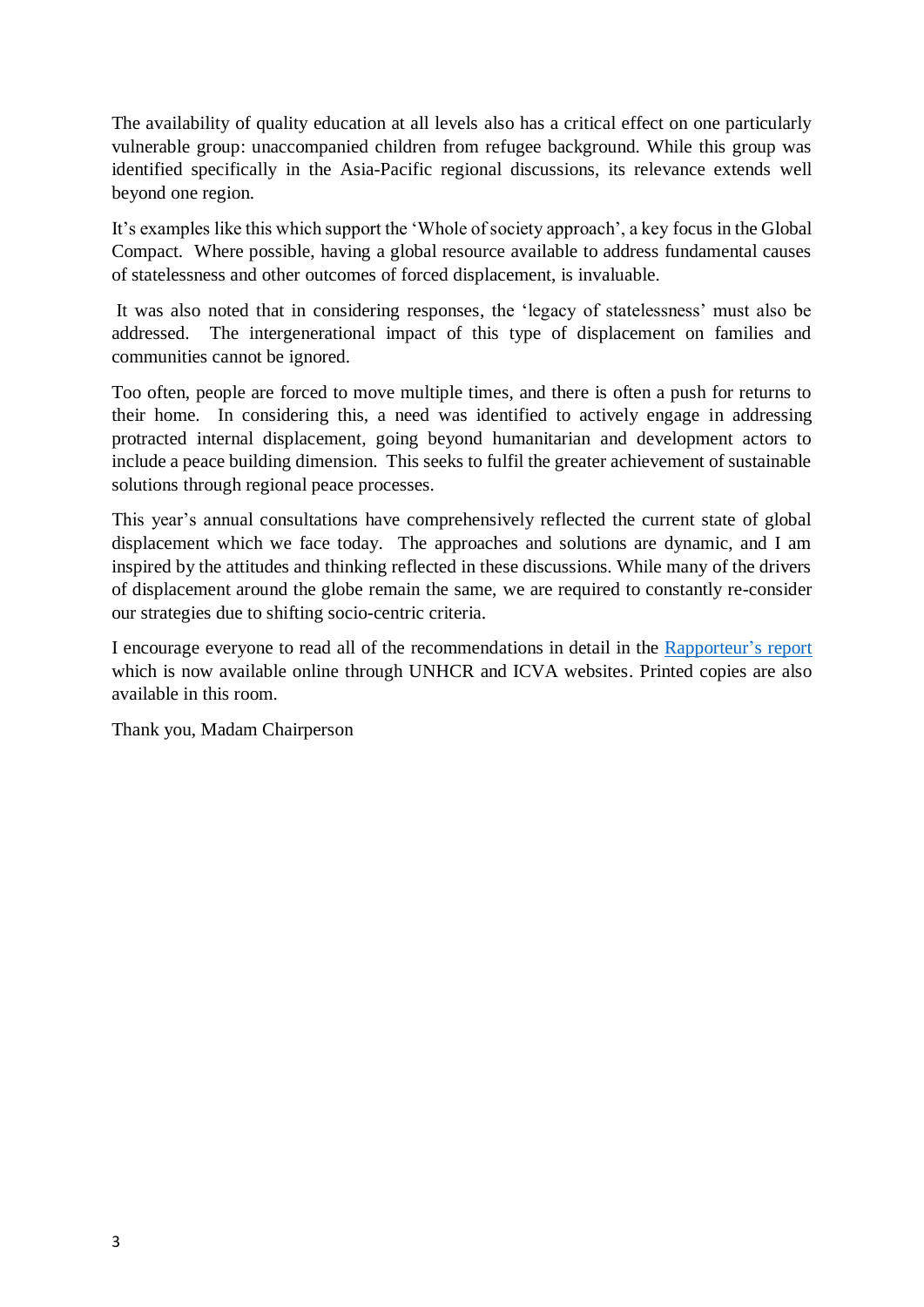The availability of quality education at all levels also has a critical effect on one particularly vulnerable group: unaccompanied children from refugee background. While this group was identified specifically in the Asia-Pacific regional discussions, its relevance extends well beyond one region.

It's examples like this which support the 'Whole of society approach', a key focus in the Global Compact. Where possible, having a global resource available to address fundamental causes of statelessness and other outcomes of forced displacement, is invaluable.

It was also noted that in considering responses, the 'legacy of statelessness' must also be addressed. The intergenerational impact of this type of displacement on families and communities cannot be ignored.

Too often, people are forced to move multiple times, and there is often a push for returns to their home. In considering this, a need was identified to actively engage in addressing protracted internal displacement, going beyond humanitarian and development actors to include a peace building dimension. This seeks to fulfil the greater achievement of sustainable solutions through regional peace processes.

This year's annual consultations have comprehensively reflected the current state of global displacement which we face today. The approaches and solutions are dynamic, and I am inspired by the attitudes and thinking reflected in these discussions. While many of the drivers of displacement around the globe remain the same, we are required to constantly re-consider our strategies due to shifting socio-centric criteria.

I encourage everyone to read all of the recommendations in detail in the Rapporteur's report which is now available online through UNHCR and ICVA websites. Printed copies are also available in this room.

Thank you, Madam Chairperson